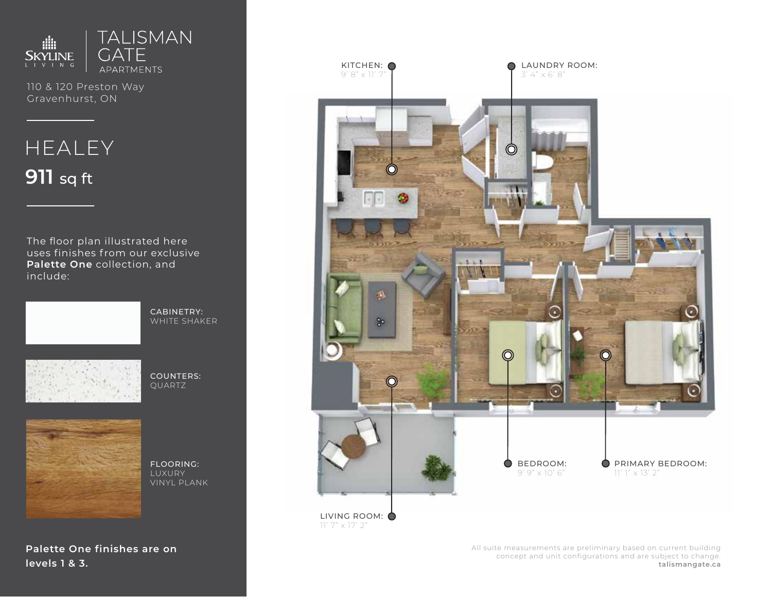SKYLINE LIVING | TALISMAN GATE APARTMENTS

110 & 120 Preston Way
Gravenhurst, ON

# HEALEY

**911** sq ft

The floor plan illustrated here uses finishes from our exclusive **Palette One** collection, and include:

CABINETRY: WHITE SHAKER

COUNTERS: QUARTZ

FLOORING: LUXURY VINYL PLANK

**Palette One finishes are on levels 1 & 3.**

KITCHEN: 9' 8" x 11' 7"

LAUNDRY ROOM: 3' 4" x 6' 8"

BEDROOM: 9' 9" x 10' 6"

PRIMARY BEDROOM: 11' 1" x 13' 2"

LIVING ROOM: 11' 7" x 17' 2"

All suite measurements are preliminary based on current building concept and unit configurations and are subject to change.
**talismangate.ca**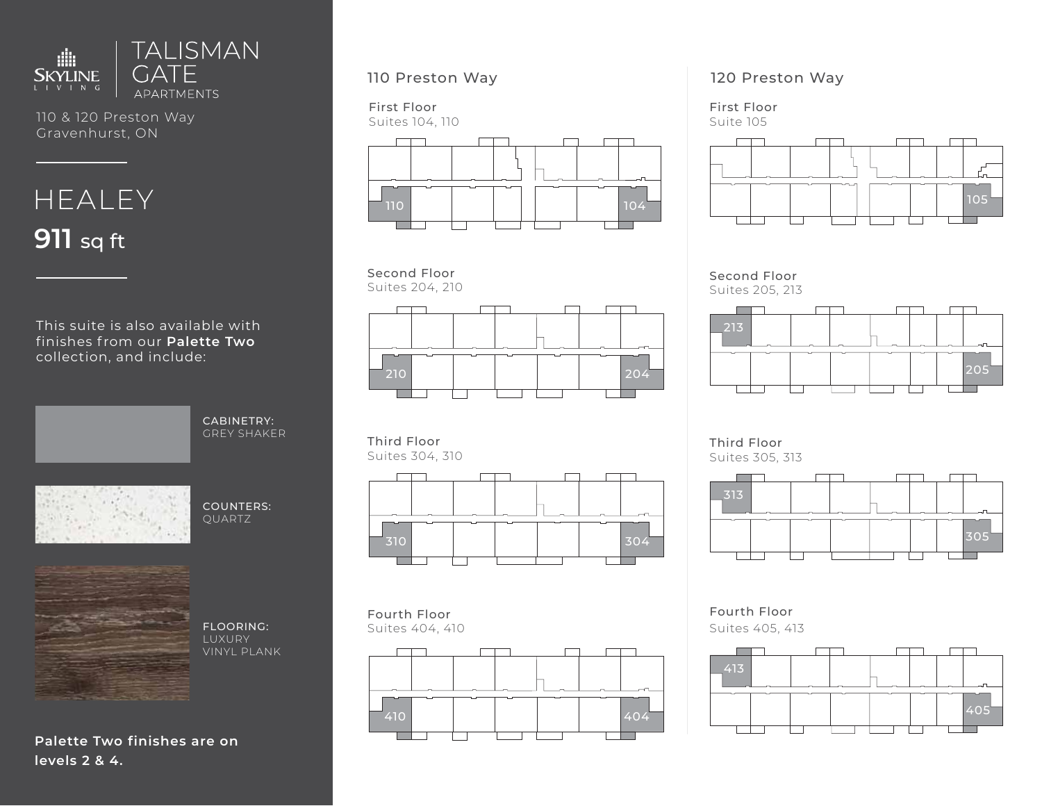SKYLINE LIVING | TALISMAN GATE APARTMENTS

110 & 120 Preston Way
Gravenhurst, ON

# HEALEY

**911** sq ft

This suite is also available with finishes from our **Palette Two** collection, and include:

CABINETRY: GREY SHAKER

COUNTERS: QUARTZ

FLOORING: LUXURY VINYL PLANK

**Palette Two finishes are on levels 2 & 4.**

## 110 Preston Way

First Floor
Suites 104, 110

110
104

Second Floor
Suites 204, 210

210
204

Third Floor
Suites 304, 310

310
304

Fourth Floor
Suites 404, 410

410
404

## 120 Preston Way

First Floor
Suite 105

105

Second Floor
Suites 205, 213

213
205

Third Floor
Suites 305, 313

313
305

Fourth Floor
Suites 405, 413

413
405